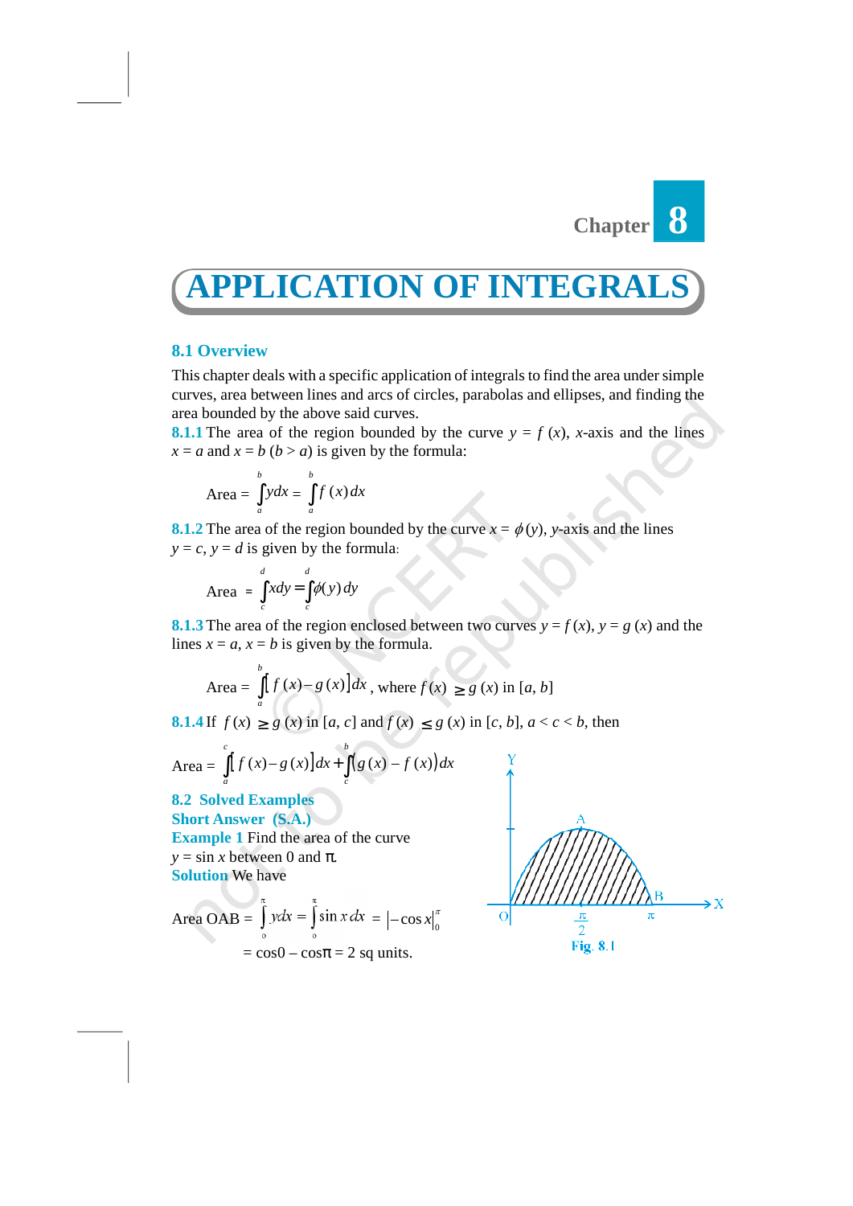Chapter 8

# APPLICATION OF INTEGRALS

## 8.1 Overview

This chapter deals with a specific application of integrals to find the area under simple curves, area between lines and arcs of circles, parabolas and ellipses, and finding the area bounded by the above said curves.

**8.1.1** The area of the region bounded by the curve $y = f(x)$, $x$-axis and the lines $x = a$ and $x = b$ $(b > a)$ is given by the formula:

$$\text{Area} = \int_a^b y\,dx = \int_a^b f(x)\,dx$$

**8.1.2** The area of the region bounded by the curve $x = \phi(y)$, $y$-axis and the lines $y = c$, $y = d$ is given by the formula:

$$\text{Area} = \int_c^d x\,dy = \int_c^d \phi(y)\,dy$$

**8.1.3** The area of the region enclosed between two curves $y = f(x)$, $y = g(x)$ and the lines $x = a$, $x = b$ is given by the formula.

$$\text{Area} = \int_a^b \left[f(x) - g(x)\right]dx, \text{ where } f(x) \geq g(x) \text{ in } [a, b]$$

**8.1.4** If $f(x) \geq g(x)$ in $[a, c]$ and $f(x) \leq g(x)$ in $[c, b]$, $a < c < b$, then

$$\text{Area} = \int_a^c \left[f(x) - g(x)\right]dx + \int_c^b \left(g(x) - f(x)\right)dx$$

## 8.2 Solved Examples

### Short Answer (S.A.)

**Example 1** Find the area of the curve $y = \sin x$ between 0 and $\pi$.

**Solution** We have

$$\text{Area OAB} = \int_0^\pi y\,dx = \int_0^\pi \sin x\,dx = \left|-\cos x\right|_0^\pi$$

$$= \cos 0 - \cos\pi = 2 \text{ sq units.}$$

Fig. 8.1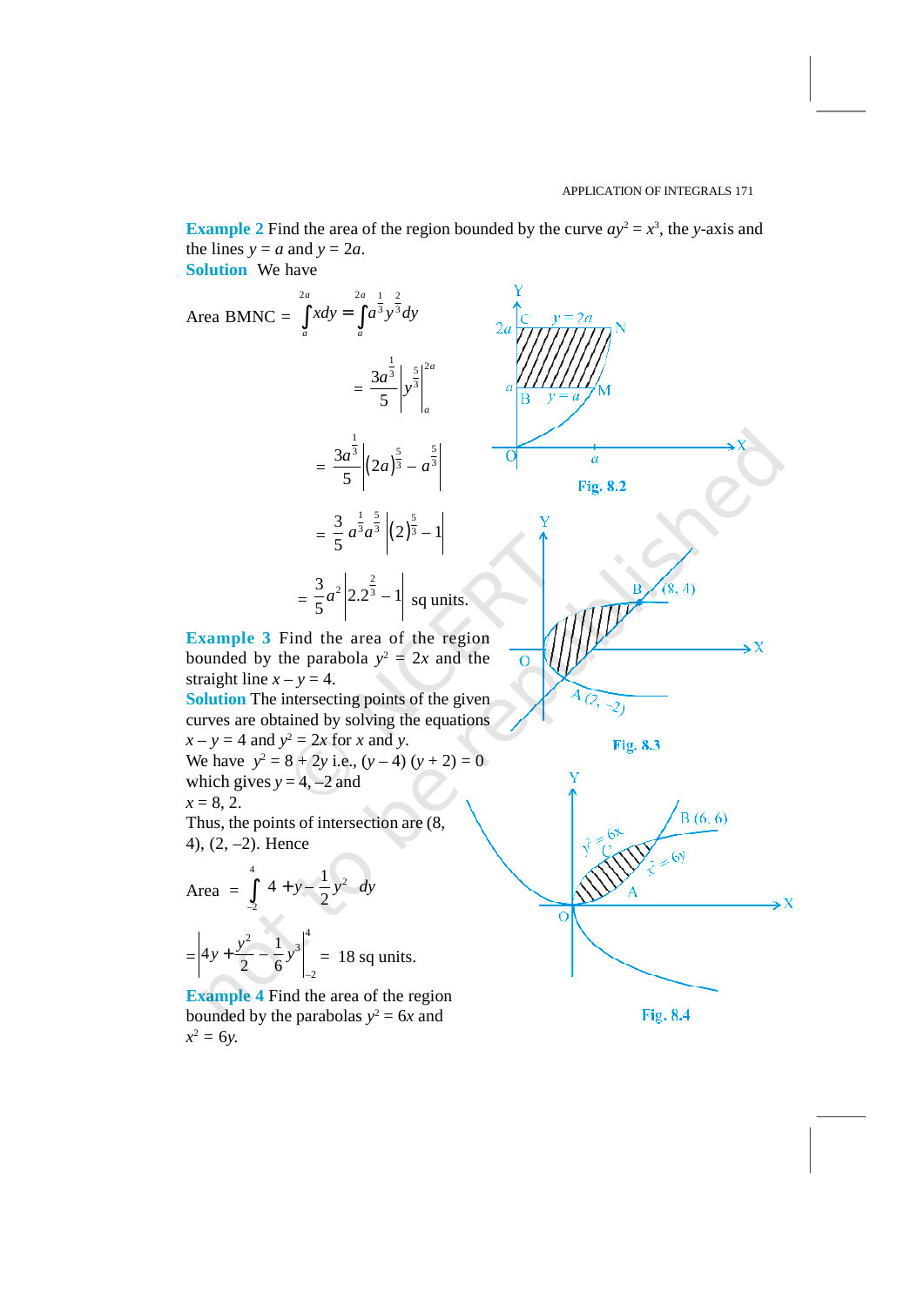**Example 2** Find the area of the region bounded by the curve $ay^2 = x^3$, the $y$-axis and the lines $y = a$ and $y = 2a$.

**Solution** We have

$$\text{Area BMNC} = \int_a^{2a} x\,dy = \int_a^{2a} a^{\frac{1}{3}} y^{\frac{2}{3}} dy$$

$$= \frac{3a^{\frac{1}{3}}}{5} \left| y^{\frac{5}{3}} \right|_a^{2a}$$

$$= \frac{3a^{\frac{1}{3}}}{5} \left| (2a)^{\frac{5}{3}} - a^{\frac{5}{3}} \right|$$

$$= \frac{3}{5} a^{\frac{1}{3}} a^{\frac{5}{3}} \left| (2)^{\frac{5}{3}} - 1 \right|$$

$$= \frac{3}{5} a^2 \left| 2.2^{\frac{2}{3}} - 1 \right| \text{ sq units.}$$

Fig. 8.2

**Example 3** Find the area of the region bounded by the parabola $y^2 = 2x$ and the straight line $x - y = 4$.

**Solution** The intersecting points of the given curves are obtained by solving the equations $x - y = 4$ and $y^2 = 2x$ for $x$ and $y$.

We have $y^2 = 8 + 2y$ i.e., $(y - 4)(y + 2) = 0$ which gives $y = 4, -2$ and $x = 8, 2$.

Thus, the points of intersection are (8, 4), (2, –2). Hence

$$\text{Area} = \int_{-2}^{4} \left(4 + y - \frac{1}{2} y^2\right) dy$$

$$= \left| 4y + \frac{y^2}{2} - \frac{1}{6} y^3 \right|_{-2}^{4} = 18 \text{ sq units.}$$

Fig. 8.3

**Example 4** Find the area of the region bounded by the parabolas $y^2 = 6x$ and $x^2 = 6y$.

Fig. 8.4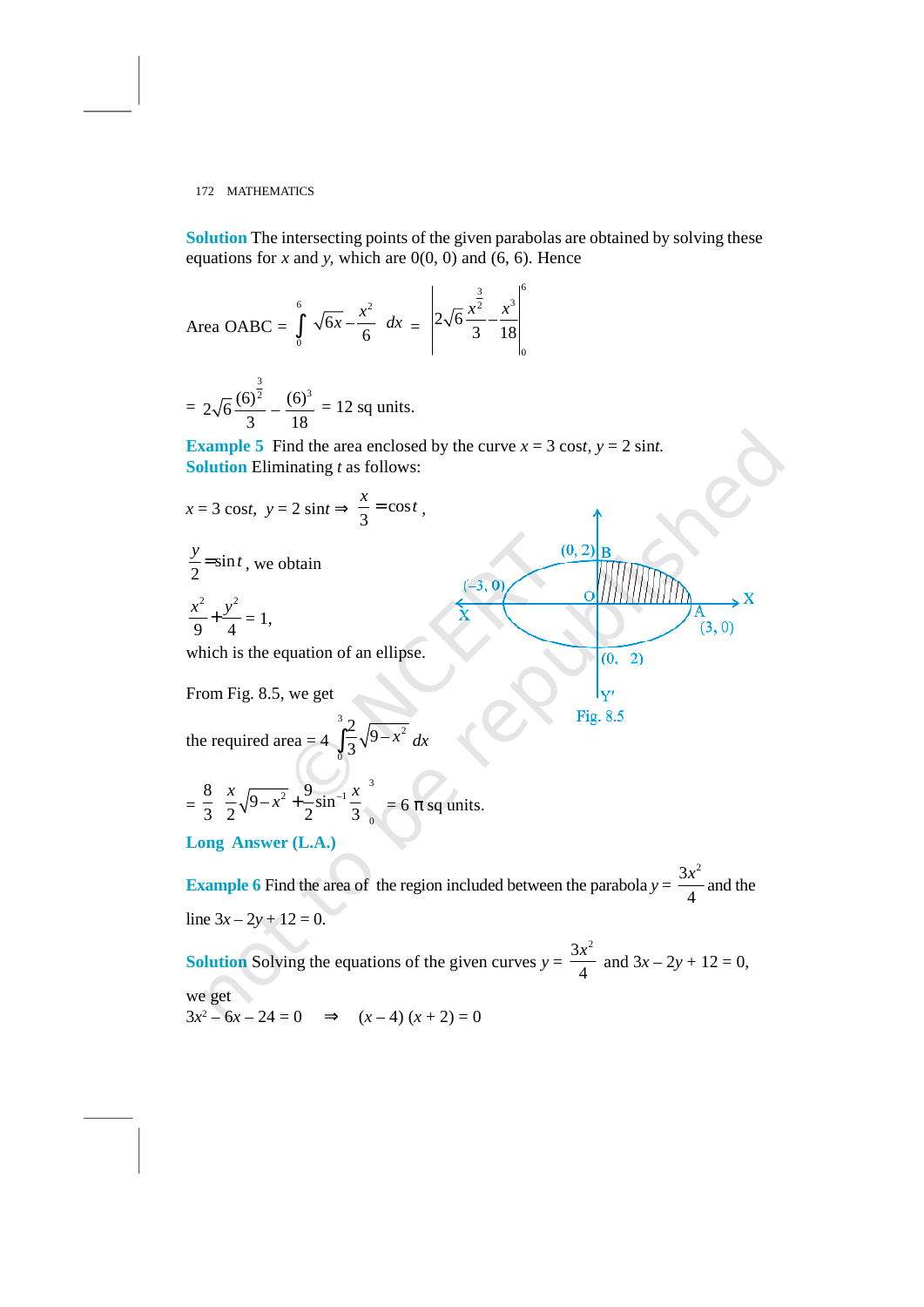**Solution** The intersecting points of the given parabolas are obtained by solving these equations for $x$ and $y$, which are 0(0, 0) and (6, 6). Hence

$$\text{Area OABC} = \int_0^6 \left(\sqrt{6x} - \frac{x^2}{6}\right) dx = \left| 2\sqrt{6}\frac{x^{\frac{3}{2}}}{3} - \frac{x^3}{18} \right|_0^6$$

$$= 2\sqrt{6}\frac{(6)^{\frac{3}{2}}}{3} - \frac{(6)^3}{18} = 12 \text{ sq units.}$$

**Example 5** Find the area enclosed by the curve $x = 3\cos t$, $y = 2\sin t$.

**Solution** Eliminating $t$ as follows:

$x = 3\cos t,\ y = 2\sin t \Rightarrow \frac{x}{3} = \cos t$,

$\frac{y}{2} = \sin t$, we obtain

$\frac{x^2}{9} + \frac{y^2}{4} = 1$,

which is the equation of an ellipse.

Fig. 8.5

From Fig. 8.5, we get

$$\text{the required area} = 4\int_0^3 \frac{2}{3}\sqrt{9 - x^2}\, dx$$

$$= \frac{8}{3}\left[\frac{x}{2}\sqrt{9 - x^2} + \frac{9}{2}\sin^{-1}\frac{x}{3}\right]_0^3 = 6\pi \text{ sq units.}$$

## Long Answer (L.A.)

**Example 6** Find the area of the region included between the parabola $y = \frac{3x^2}{4}$ and the line $3x - 2y + 12 = 0$.

**Solution** Solving the equations of the given curves $y = \frac{3x^2}{4}$ and $3x - 2y + 12 = 0$, we get

$3x^2 - 6x - 24 = 0 \quad \Rightarrow \quad (x - 4)(x + 2) = 0$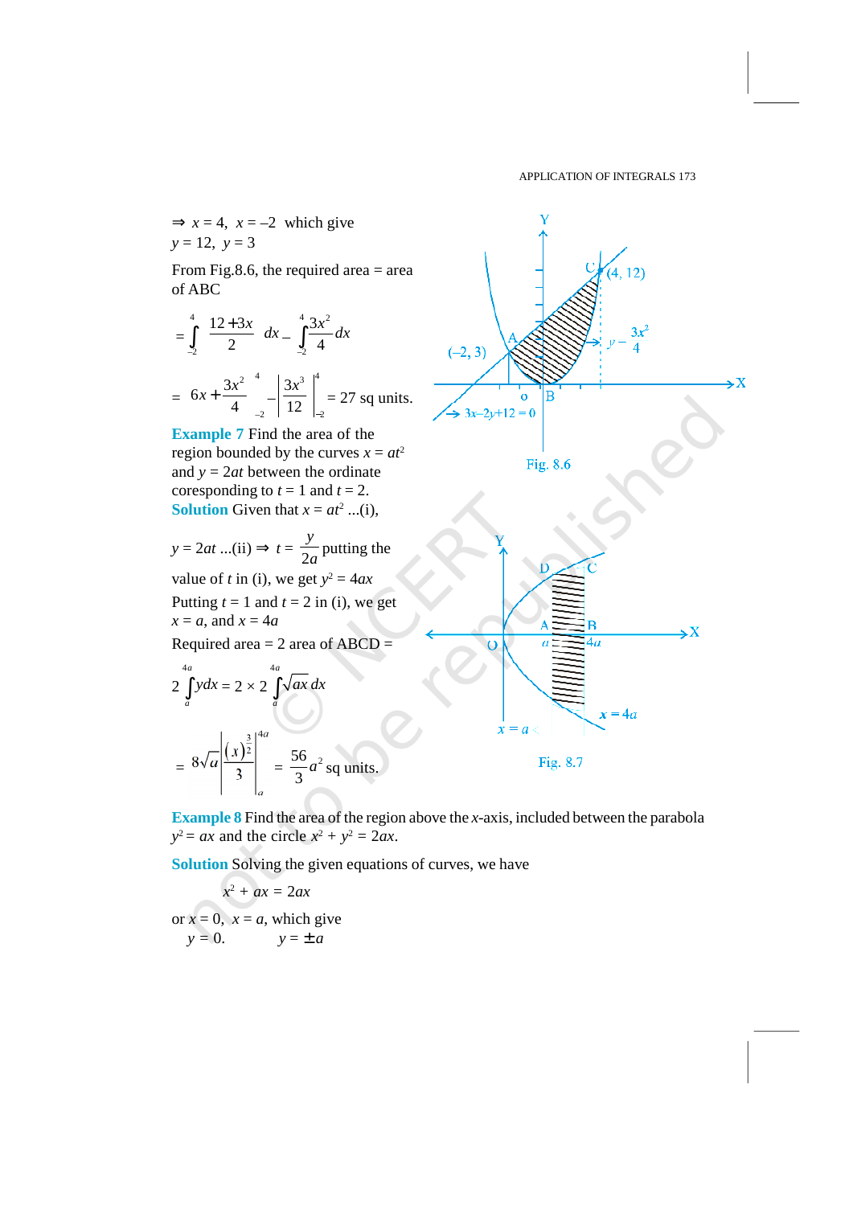$\Rightarrow$ $x = 4$, $x = -2$ which give
$y = 12$, $y = 3$

From Fig.8.6, the required area = area of ABC

$$= \int_{-2}^{4} \frac{12+3x}{2}\, dx - \int_{-2}^{4} \frac{3x^2}{4}\, dx$$

$$= \left[6x + \frac{3x^2}{4}\right]_{-2}^{4} - \left[\frac{3x^3}{12}\right]_{-2}^{4} = 27 \text{ sq units.}$$

Fig. 8.6

**Example 7** Find the area of the region bounded by the curves $x = at^2$ and $y = 2at$ between the ordinate coresponding to $t = 1$ and $t = 2$.

**Solution** Given that $x = at^2$ ...(i),

$y = 2at$ ...(ii) $\Rightarrow$ $t = \dfrac{y}{2a}$ putting the value of $t$ in (i), we get $y^2 = 4ax$

Putting $t = 1$ and $t = 2$ in (i), we get $x = a$, and $x = 4a$

Required area = 2 area of ABCD =

$$2\int_{a}^{4a} y\,dx = 2 \times 2\int_{a}^{4a} \sqrt{ax}\, dx$$

$$= 8\sqrt{a}\left|\frac{(x)^{\frac{3}{2}}}{3}\right|_{a}^{4a} = \frac{56}{3}a^2 \text{ sq units.}$$

Fig. 8.7

**Example 8** Find the area of the region above the $x$-axis, included between the parabola $y^2 = ax$ and the circle $x^2 + y^2 = 2ax$.

**Solution** Solving the given equations of curves, we have

$$x^2 + ax = 2ax$$

or $x = 0$, $x = a$, which give
$y = 0$. $\quad y = \pm a$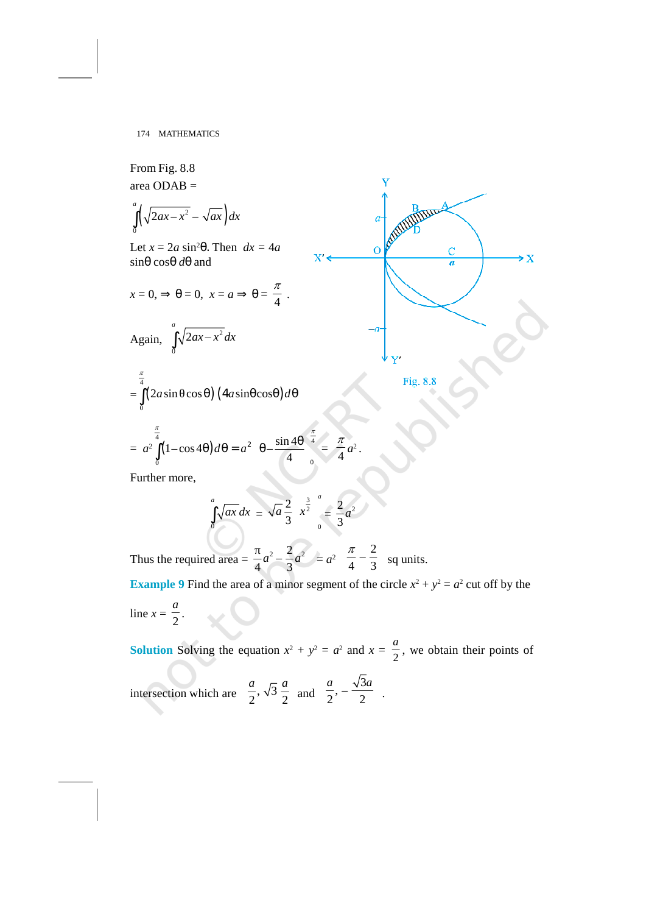From Fig. 8.8

area ODAB =

$$\int_0^a \left(\sqrt{2ax - x^2} - \sqrt{ax}\right) dx$$

Let $x = 2a \sin^2\theta$. Then $dx = 4a \sin\theta \cos\theta \, d\theta$ and

$x = 0, \Rightarrow \theta = 0, \; x = a \Rightarrow \theta = \dfrac{\pi}{4}$.

Again, $\displaystyle\int_0^a \sqrt{2ax - x^2}\, dx$

$$= \int_0^{\frac{\pi}{4}} (2a \sin\theta \cos\theta)\,(4a \sin\theta \cos\theta)\, d\theta$$

$$= a^2 \int_0^{\frac{\pi}{4}} (1 - \cos 4\theta)\, d\theta = a^2 \left(\theta - \frac{\sin 4\theta}{4}\right)_0^{\frac{\pi}{4}} = \frac{\pi}{4} a^2.$$

Fig. 8.8

Further more,

$$\int_0^a \sqrt{ax}\, dx = \sqrt{a}\, \frac{2}{3} \left(x^{\frac{3}{2}}\right)_0^a = \frac{2}{3} a^2$$

Thus the required area $= \dfrac{\pi}{4} a^2 - \dfrac{2}{3} a^2 = a^2 \left(\dfrac{\pi}{4} - \dfrac{2}{3}\right)$ sq units.

**Example 9** Find the area of a minor segment of the circle $x^2 + y^2 = a^2$ cut off by the line $x = \dfrac{a}{2}$.

**Solution** Solving the equation $x^2 + y^2 = a^2$ and $x = \dfrac{a}{2}$, we obtain their points of intersection which are $\left(\dfrac{a}{2}, \sqrt{3}\,\dfrac{a}{2}\right)$ and $\left(\dfrac{a}{2}, -\dfrac{\sqrt{3}a}{2}\right)$.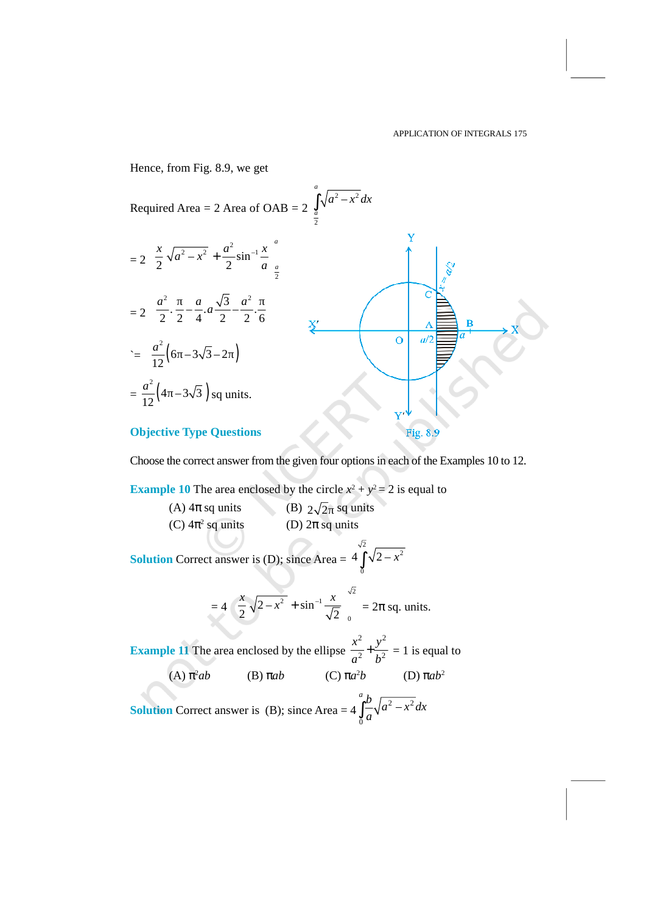Hence, from Fig. 8.9, we get

$$\text{Required Area} = 2 \text{ Area of OAB} = 2\int_{\frac{a}{2}}^{a}\sqrt{a^2 - x^2}\,dx$$

$$= 2\left[\frac{x}{2}\sqrt{a^2-x^2} + \frac{a^2}{2}\sin^{-1}\frac{x}{a}\right]_{\frac{a}{2}}^{a}$$

$$= 2\left[\frac{a^2}{2}\cdot\frac{\pi}{2} - \frac{a}{4}\cdot a\frac{\sqrt{3}}{2} - \frac{a^2}{2}\cdot\frac{\pi}{6}\right]$$

$$= \frac{a^2}{12}\left(6\pi - 3\sqrt{3} - 2\pi\right)$$

$$= \frac{a^2}{12}\left(4\pi - 3\sqrt{3}\right) \text{ sq units.}$$

Fig. 8.9

### Objective Type Questions

Choose the correct answer from the given four options in each of the Examples 10 to 12.

**Example 10** The area enclosed by the circle $x^2 + y^2 = 2$ is equal to

(A) $4\pi$ sq units  (B) $2\sqrt{2}\pi$ sq units

(C) $4\pi^2$ sq units  (D) $2\pi$ sq units

**Solution** Correct answer is (D); since Area $= 4\int_{0}^{\sqrt{2}}\sqrt{2-x^2}$

$$= 4\left[\frac{x}{2}\sqrt{2-x^2} + \sin^{-1}\frac{x}{\sqrt{2}}\right]_{0}^{\sqrt{2}} = 2\pi \text{ sq. units.}$$

**Example 11** The area enclosed by the ellipse $\frac{x^2}{a^2} + \frac{y^2}{b^2} = 1$ is equal to

(A) $\pi^2 ab$  (B) $\pi ab$  (C) $\pi a^2 b$  (D) $\pi ab^2$

**Solution** Correct answer is (B); since Area $= 4\int_{0}^{a}\frac{b}{a}\sqrt{a^2 - x^2}\,dx$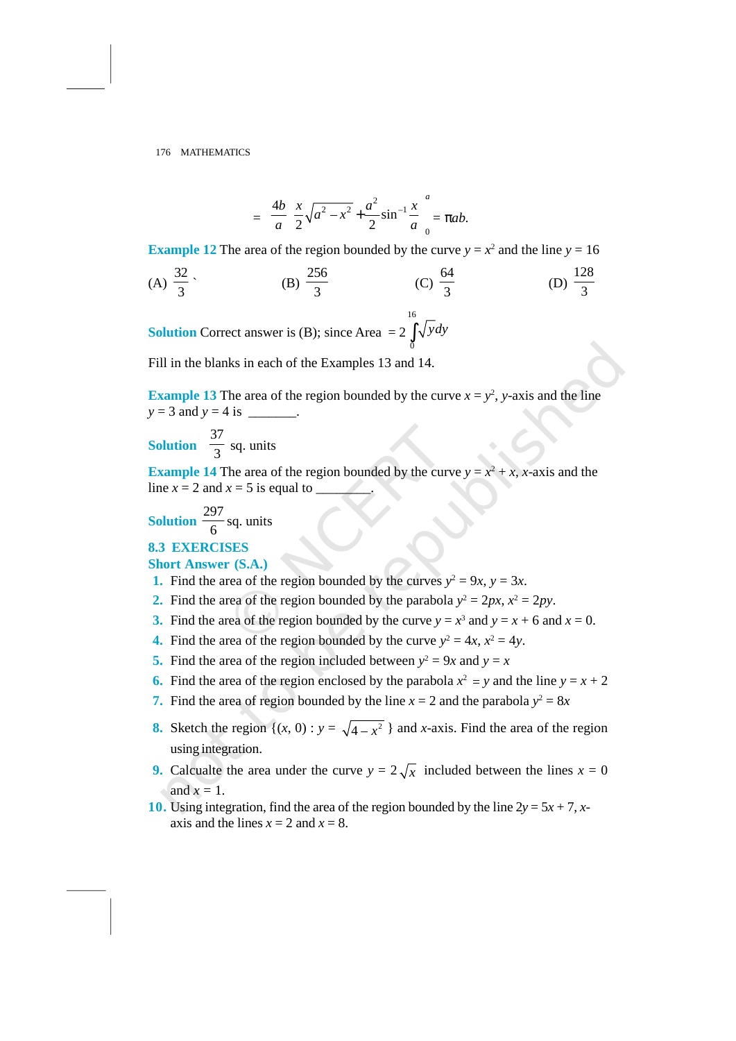$$= \frac{4b}{a}\left[\frac{x}{2}\sqrt{a^2 - x^2} + \frac{a^2}{2}\sin^{-1}\frac{x}{a}\right]_0^a = \pi ab.$$

**Example 12** The area of the region bounded by the curve $y = x^2$ and the line $y = 16$

(A) $\frac{32}{3}$ (B) $\frac{256}{3}$ (C) $\frac{64}{3}$ (D) $\frac{128}{3}$

**Solution** Correct answer is (B); since Area $= 2\int_0^{16}\sqrt{y}\,dy$

Fill in the blanks in each of the Examples 13 and 14.

**Example 13** The area of the region bounded by the curve $x = y^2$, $y$-axis and the line $y = 3$ and $y = 4$ is _______.

**Solution** $\frac{37}{3}$ sq. units

**Example 14** The area of the region bounded by the curve $y = x^2 + x$, $x$-axis and the line $x = 2$ and $x = 5$ is equal to ________.

**Solution** $\frac{297}{6}$ sq. units

## 8.3 EXERCISES

### Short Answer (S.A.)

1. Find the area of the region bounded by the curves $y^2 = 9x$, $y = 3x$.
2. Find the area of the region bounded by the parabola $y^2 = 2px$, $x^2 = 2py$.
3. Find the area of the region bounded by the curve $y = x^3$ and $y = x + 6$ and $x = 0$.
4. Find the area of the region bounded by the curve $y^2 = 4x$, $x^2 = 4y$.
5. Find the area of the region included between $y^2 = 9x$ and $y = x$
6. Find the area of the region enclosed by the parabola $x^2 = y$ and the line $y = x + 2$
7. Find the area of region bounded by the line $x = 2$ and the parabola $y^2 = 8x$
8. Sketch the region $\{(x, 0) : y = \sqrt{4 - x^2}\}$ and $x$-axis. Find the area of the region using integration.
9. Calcualte the area under the curve $y = 2\sqrt{x}$ included between the lines $x = 0$ and $x = 1$.
10. Using integration, find the area of the region bounded by the line $2y = 5x + 7$, $x$-axis and the lines $x = 2$ and $x = 8$.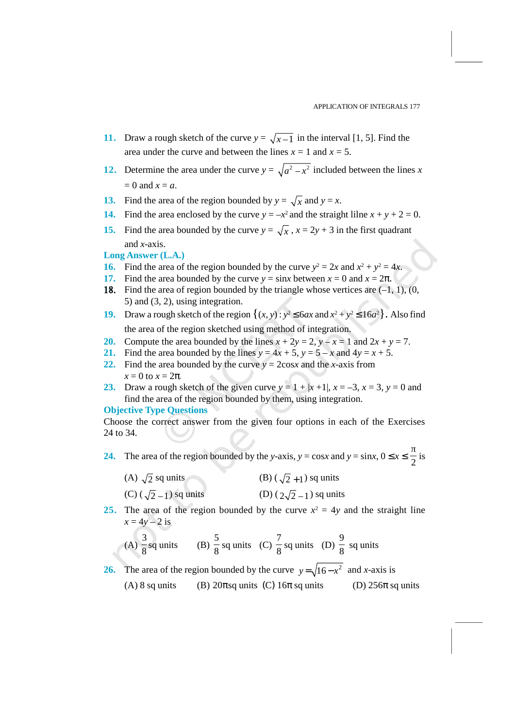11. Draw a rough sketch of the curve $y = \sqrt{x-1}$ in the interval [1, 5]. Find the area under the curve and between the lines $x = 1$ and $x = 5$.

12. Determine the area under the curve $y = \sqrt{a^2 - x^2}$ included between the lines $x = 0$ and $x = a$.

13. Find the area of the region bounded by $y = \sqrt{x}$ and $y = x$.

14. Find the area enclosed by the curve $y = -x^2$ and the straight lilne $x + y + 2 = 0$.

15. Find the area bounded by the curve $y = \sqrt{x}$, $x = 2y + 3$ in the first quadrant and $x$-axis.

## Long Answer (L.A.)

16. Find the area of the region bounded by the curve $y^2 = 2x$ and $x^2 + y^2 = 4x$.

17. Find the area bounded by the curve $y = \sin x$ between $x = 0$ and $x = 2\pi$.

18. Find the area of region bounded by the triangle whose vertices are (–1, 1), (0, 5) and (3, 2), using integration.

19. Draw a rough sketch of the region $\{(x, y) : y^2 \leq 6ax \text{ and } x^2 + y^2 \leq 16a^2\}$. Also find the area of the region sketched using method of integration.

20. Compute the area bounded by the lines $x + 2y = 2$, $y - x = 1$ and $2x + y = 7$.

21. Find the area bounded by the lines $y = 4x + 5$, $y = 5 - x$ and $4y = x + 5$.

22. Find the area bounded by the curve $y = 2\cos x$ and the $x$-axis from $x = 0$ to $x = 2\pi$

23. Draw a rough sketch of the given curve $y = 1 + |x + 1|$, $x = -3$, $x = 3$, $y = 0$ and find the area of the region bounded by them, using integration.

## Objective Type Questions

Choose the correct answer from the given four options in each of the Exercises 24 to 34.

24. The area of the region bounded by the $y$-axis, $y = \cos x$ and $y = \sin x$, $0 \leq x \leq \frac{\pi}{2}$ is

 (A) $\sqrt{2}$ sq units (B) $(\sqrt{2} + 1)$ sq units
 (C) $(\sqrt{2} - 1)$ sq units (D) $(2\sqrt{2} - 1)$ sq units

25. The area of the region bounded by the curve $x^2 = 4y$ and the straight line $x = 4y - 2$ is

 (A) $\frac{3}{8}$ sq units (B) $\frac{5}{8}$ sq units (C) $\frac{7}{8}$ sq units (D) $\frac{9}{8}$ sq units

26. The area of the region bounded by the curve $y = \sqrt{16 - x^2}$ and $x$-axis is

 (A) 8 sq units (B) $20\pi$ sq units (C) $16\pi$ sq units (D) $256\pi$ sq units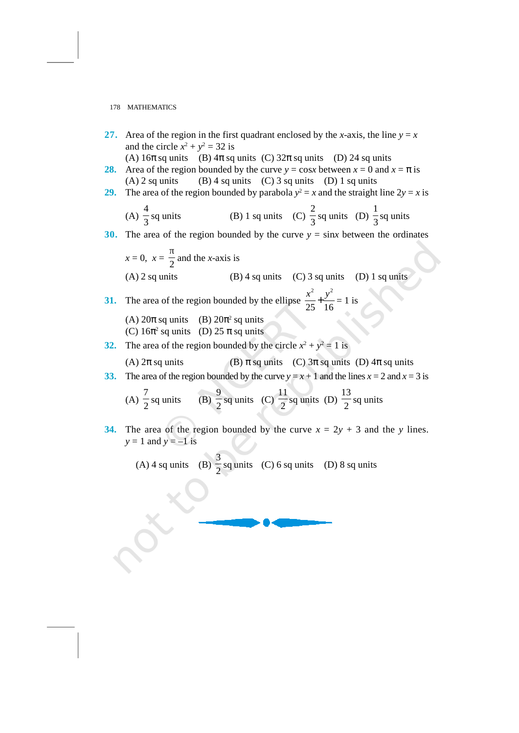**27.** Area of the region in the first quadrant enclosed by the $x$-axis, the line $y = x$ and the circle $x^2 + y^2 = 32$ is

(A) $16\pi$ sq units (B) $4\pi$ sq units (C) $32\pi$ sq units (D) 24 sq units

**28.** Area of the region bounded by the curve $y = \cos x$ between $x = 0$ and $x = \pi$ is

(A) 2 sq units (B) 4 sq units (C) 3 sq units (D) 1 sq units

**29.** The area of the region bounded by parabola $y^2 = x$ and the straight line $2y = x$ is

(A) $\frac{4}{3}$ sq units (B) 1 sq units (C) $\frac{2}{3}$ sq units (D) $\frac{1}{3}$ sq units

**30.** The area of the region bounded by the curve $y = \sin x$ between the ordinates $x = 0$, $x = \frac{\pi}{2}$ and the $x$-axis is

(A) 2 sq units (B) 4 sq units (C) 3 sq units (D) 1 sq units

**31.** The area of the region bounded by the ellipse $\frac{x^2}{25} + \frac{y^2}{16} = 1$ is

(A) $20\pi$ sq units (B) $20\pi^2$ sq units
(C) $16\pi^2$ sq units (D) $25\pi$ sq units

**32.** The area of the region bounded by the circle $x^2 + y^2 = 1$ is

(A) $2\pi$ sq units (B) $\pi$ sq units (C) $3\pi$ sq units (D) $4\pi$ sq units

**33.** The area of the region bounded by the curve $y = x + 1$ and the lines $x = 2$ and $x = 3$ is

(A) $\frac{7}{2}$ sq units (B) $\frac{9}{2}$ sq units (C) $\frac{11}{2}$ sq units (D) $\frac{13}{2}$ sq units

**34.** The area of the region bounded by the curve $x = 2y + 3$ and the $y$ lines. $y = 1$ and $y = -1$ is

(A) 4 sq units (B) $\frac{3}{2}$ sq units (C) 6 sq units (D) 8 sq units